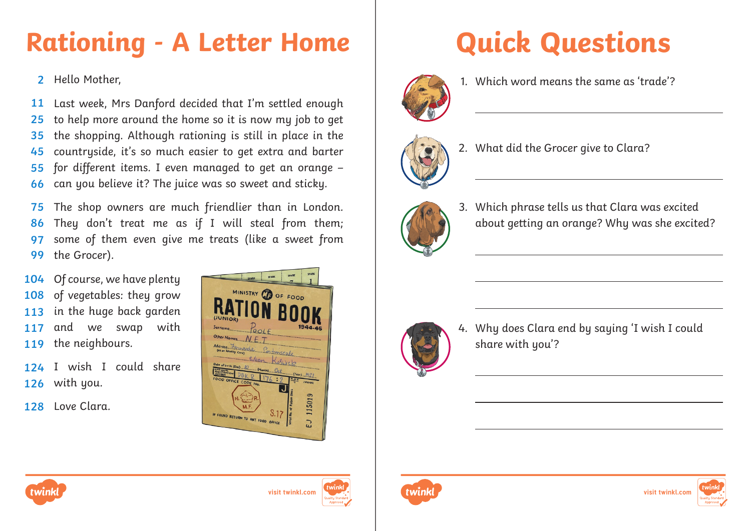# Rationing - A Letter Home

2 Hello Mother,

11 Last week, Mrs Danford decided that I'm settled enough
25 to help more around the home so it is now my job to get
35 the shopping. Although rationing is still in place in the
45 countryside, it's so much easier to get extra and barter
55 for different items. I even managed to get an orange –
66 can you believe it? The juice was so sweet and sticky.

75 The shop owners are much friendlier than in London.
86 They don't treat me as if I will steal from them;
97 some of them even give me treats (like a sweet from
99 the Grocer).

104 Of course, we have plenty
108 of vegetables: they grow
113 in the huge back garden
117 and we swap with
119 the neighbours.

124 I wish I could share
126 with you.

128 Love Clara.

# Quick Questions

1. Which word means the same as 'trade'?

2. What did the Grocer give to Clara?

3. Which phrase tells us that Clara was excited about getting an orange? Why was she excited?

4. Why does Clara end by saying 'I wish I could share with you'?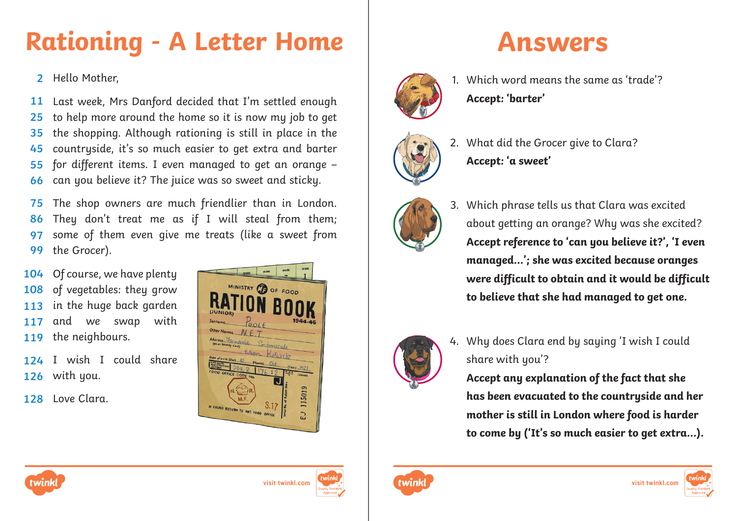# Rationing - A Letter Home

2 Hello Mother,

11 Last week, Mrs Danford decided that I'm settled enough
25 to help more around the home so it is now my job to get
35 the shopping. Although rationing is still in place in the
45 countryside, it's so much easier to get extra and barter
55 for different items. I even managed to get an orange –
66 can you believe it? The juice was so sweet and sticky.

75 The shop owners are much friendlier than in London.
86 They don't treat me as if I will steal from them;
97 some of them even give me treats (like a sweet from
99 the Grocer).

104 Of course, we have plenty
108 of vegetables: they grow
113 in the huge back garden
117 and we swap with
119 the neighbours.

124 I wish I could share
126 with you.

128 Love Clara.

# Answers

1. Which word means the same as 'trade'?
   **Accept: 'barter'**

2. What did the Grocer give to Clara?
   **Accept: 'a sweet'**

3. Which phrase tells us that Clara was excited about getting an orange? Why was she excited?
   **Accept reference to 'can you believe it?', 'I even managed…'; she was excited because oranges were difficult to obtain and it would be difficult to believe that she had managed to get one.**

4. Why does Clara end by saying 'I wish I could share with you'?
   **Accept any explanation of the fact that she has been evacuated to the countryside and her mother is still in London where food is harder to come by ('It's so much easier to get extra…).**